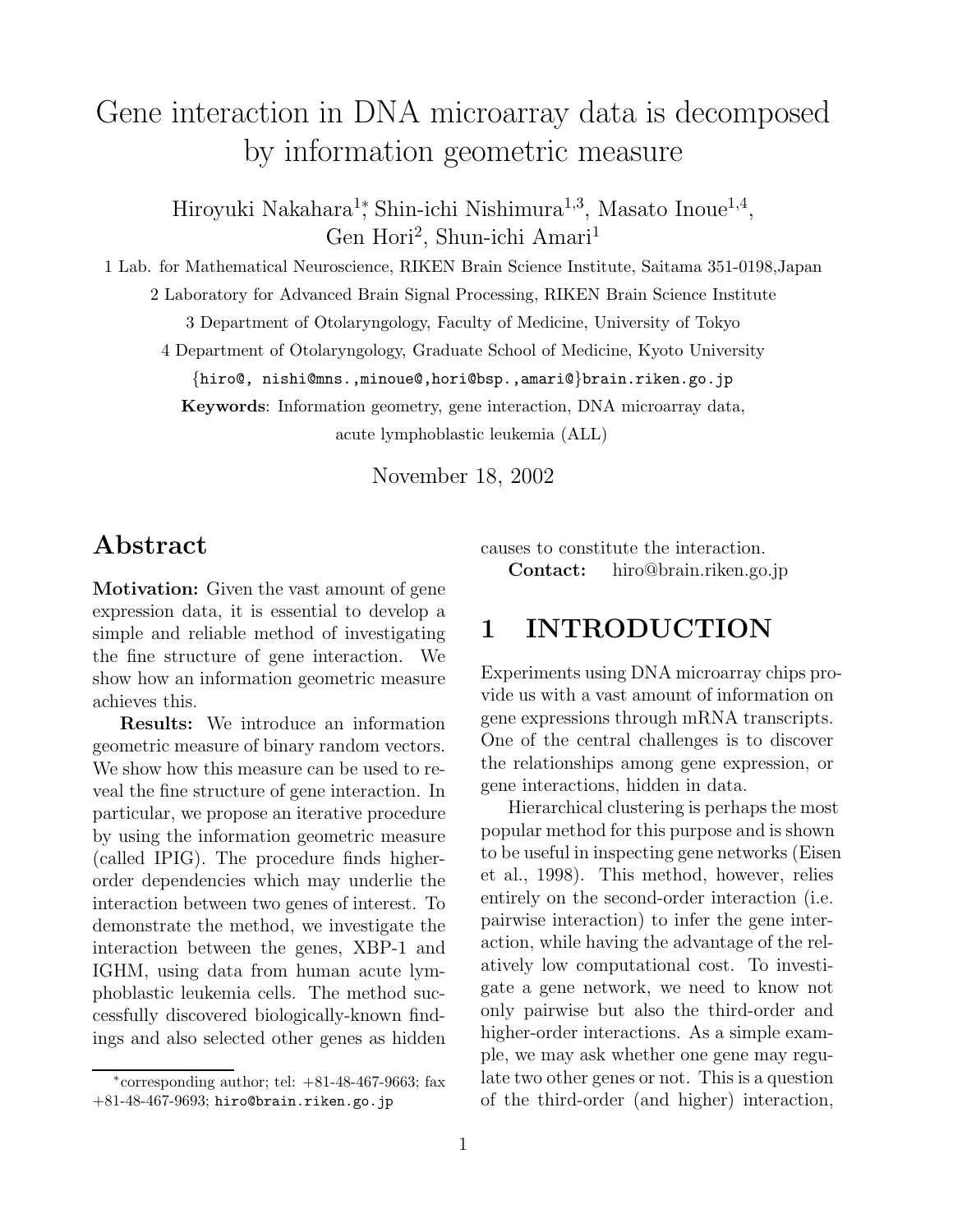# Gene interaction in DNA microarray data is decomposed by information geometric measure

Hiroyuki Nakahara[1,*], Shin-ichi Nishimura[1,3], Masato Inoue[1,4], Gen Hori[2], Shun-ichi Amari[1]

1 Lab. for Mathematical Neuroscience, RIKEN Brain Science Institute, Saitama 351-0198,Japan

2 Laboratory for Advanced Brain Signal Processing, RIKEN Brain Science Institute

3 Department of Otolaryngology, Faculty of Medicine, University of Tokyo

4 Department of Otolaryngology, Graduate School of Medicine, Kyoto University

{hiro@, nishi@mns.,minoue@,hori@bsp.,amari@}brain.riken.go.jp

**Keywords**: Information geometry, gene interaction, DNA microarray data, acute lymphoblastic leukemia (ALL)

November 18, 2002

## Abstract

**Motivation:** Given the vast amount of gene expression data, it is essential to develop a simple and reliable method of investigating the fine structure of gene interaction. We show how an information geometric measure achieves this.

**Results:** We introduce an information geometric measure of binary random vectors. We show how this measure can be used to reveal the fine structure of gene interaction. In particular, we propose an iterative procedure by using the information geometric measure (called IPIG). The procedure finds higher-order dependencies which may underlie the interaction between two genes of interest. To demonstrate the method, we investigate the interaction between the genes, XBP-1 and IGHM, using data from human acute lymphoblastic leukemia cells. The method successfully discovered biologically-known findings and also selected other genes as hidden causes to constitute the interaction.

**Contact:** hiro@brain.riken.go.jp

*corresponding author; tel: +81-48-467-9663; fax +81-48-467-9693; hiro@brain.riken.go.jp

## 1 INTRODUCTION

Experiments using DNA microarray chips provide us with a vast amount of information on gene expressions through mRNA transcripts. One of the central challenges is to discover the relationships among gene expression, or gene interactions, hidden in data.

Hierarchical clustering is perhaps the most popular method for this purpose and is shown to be useful in inspecting gene networks (Eisen et al., 1998). This method, however, relies entirely on the second-order interaction (i.e. pairwise interaction) to infer the gene interaction, while having the advantage of the relatively low computational cost. To investigate a gene network, we need to know not only pairwise but also the third-order and higher-order interactions. As a simple example, we may ask whether one gene may regulate two other genes or not. This is a question of the third-order (and higher) interaction,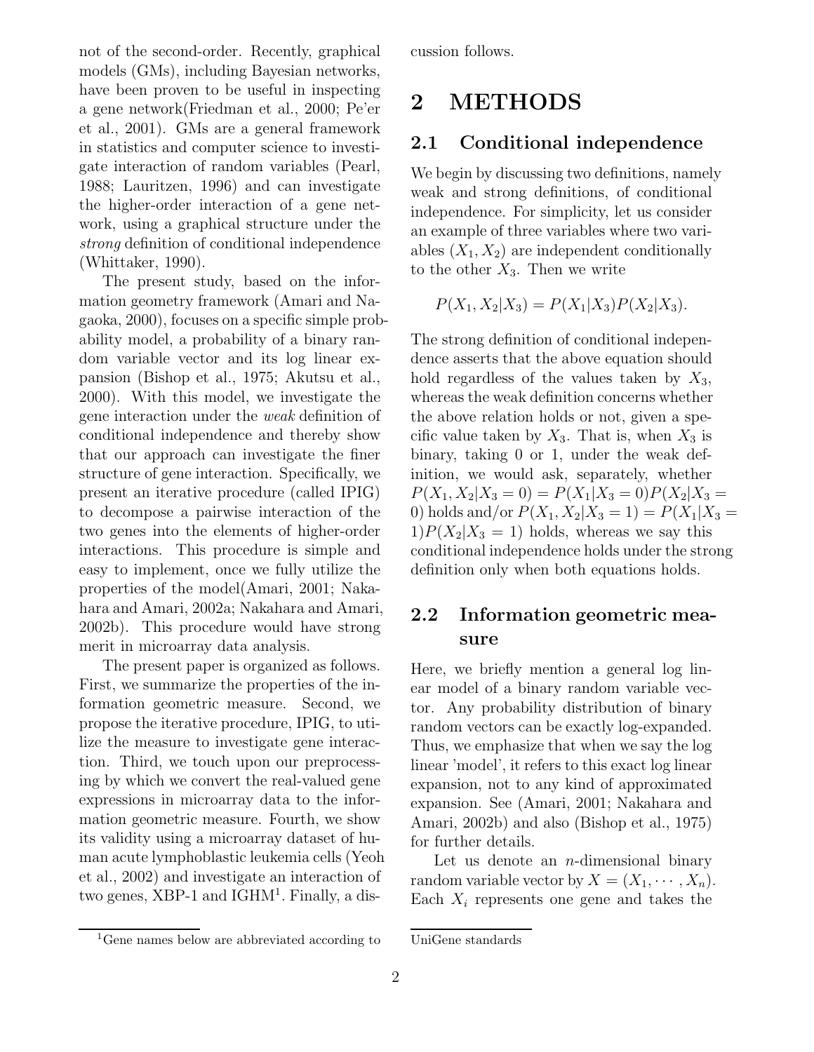not of the second-order. Recently, graphical models (GMs), including Bayesian networks, have been proven to be useful in inspecting a gene network(Friedman et al., 2000; Pe'er et al., 2001). GMs are a general framework in statistics and computer science to investigate interaction of random variables (Pearl, 1988; Lauritzen, 1996) and can investigate the higher-order interaction of a gene network, using a graphical structure under the *strong* definition of conditional independence (Whittaker, 1990).

The present study, based on the information geometry framework (Amari and Nagaoka, 2000), focuses on a specific simple probability model, a probability of a binary random variable vector and its log linear expansion (Bishop et al., 1975; Akutsu et al., 2000). With this model, we investigate the gene interaction under the *weak* definition of conditional independence and thereby show that our approach can investigate the finer structure of gene interaction. Specifically, we present an iterative procedure (called IPIG) to decompose a pairwise interaction of the two genes into the elements of higher-order interactions. This procedure is simple and easy to implement, once we fully utilize the properties of the model(Amari, 2001; Nakahara and Amari, 2002a; Nakahara and Amari, 2002b). This procedure would have strong merit in microarray data analysis.

The present paper is organized as follows. First, we summarize the properties of the information geometric measure. Second, we propose the iterative procedure, IPIG, to utilize the measure to investigate gene interaction. Third, we touch upon our preprocessing by which we convert the real-valued gene expressions in microarray data to the information geometric measure. Fourth, we show its validity using a microarray dataset of human acute lymphoblastic leukemia cells (Yeoh et al., 2002) and investigate an interaction of two genes, XBP-1 and IGHM[1]. Finally, a discussion follows.

[1] Gene names below are abbreviated according to UniGene standards

# 2 METHODS

## 2.1 Conditional independence

We begin by discussing two definitions, namely weak and strong definitions, of conditional independence. For simplicity, let us consider an example of three variables where two variables $(X_1, X_2)$ are independent conditionally to the other $X_3$. Then we write

$$P(X_1, X_2|X_3) = P(X_1|X_3)P(X_2|X_3).$$

The strong definition of conditional independence asserts that the above equation should hold regardless of the values taken by $X_3$, whereas the weak definition concerns whether the above relation holds or not, given a specific value taken by $X_3$. That is, when $X_3$ is binary, taking 0 or 1, under the weak definition, we would ask, separately, whether $P(X_1, X_2|X_3 = 0) = P(X_1|X_3 = 0)P(X_2|X_3 = 0)$ holds and/or $P(X_1, X_2|X_3 = 1) = P(X_1|X_3 = 1)P(X_2|X_3 = 1)$ holds, whereas we say this conditional independence holds under the strong definition only when both equations holds.

## 2.2 Information geometric measure

Here, we briefly mention a general log linear model of a binary random variable vector. Any probability distribution of binary random vectors can be exactly log-expanded. Thus, we emphasize that when we say the log linear 'model', it refers to this exact log linear expansion, not to any kind of approximated expansion. See (Amari, 2001; Nakahara and Amari, 2002b) and also (Bishop et al., 1975) for further details.

Let us denote an $n$-dimensional binary random variable vector by $X = (X_1, \cdots, X_n)$. Each $X_i$ represents one gene and takes the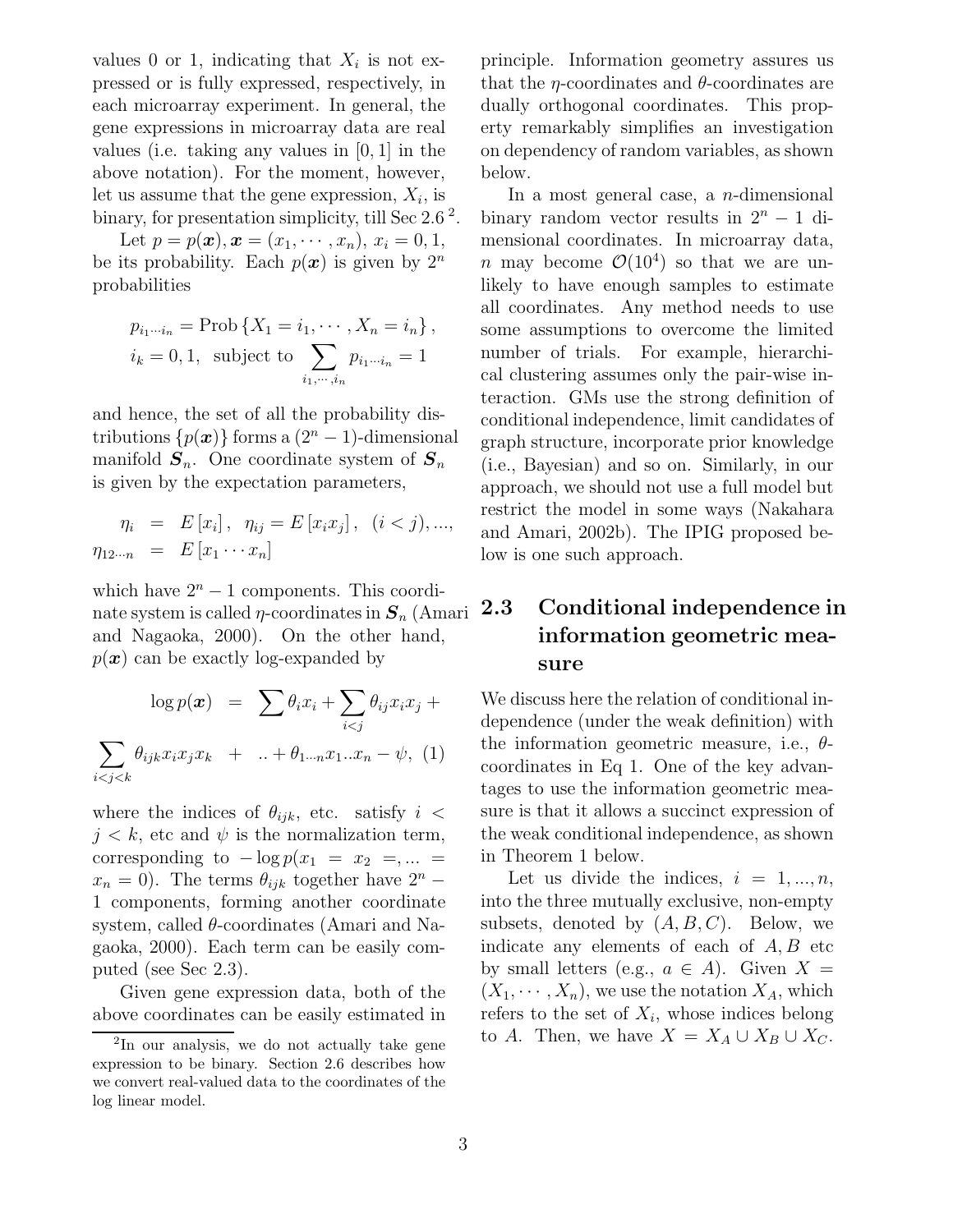values 0 or 1, indicating that $X_i$ is not expressed or is fully expressed, respectively, in each microarray experiment. In general, the gene expressions in microarray data are real values (i.e. taking any values in $[0, 1]$ in the above notation). For the moment, however, let us assume that the gene expression, $X_i$, is binary, for presentation simplicity, till Sec 2.6 [2].

Let $p = p(\boldsymbol{x}), \boldsymbol{x} = (x_1, \cdots, x_n)$, $x_i = 0, 1$, be its probability. Each $p(\boldsymbol{x})$ is given by $2^n$ probabilities

$$p_{i_1 \cdots i_n} = \text{Prob}\left\{X_1 = i_1, \cdots, X_n = i_n\right\},$$
$$i_k = 0, 1, \text{ subject to } \sum_{i_1, \cdots, i_n} p_{i_1 \cdots i_n} = 1$$

and hence, the set of all the probability distributions $\{p(\boldsymbol{x})\}$ forms a $(2^n - 1)$-dimensional manifold $\boldsymbol{S}_n$. One coordinate system of $\boldsymbol{S}_n$ is given by the expectation parameters,

$$\eta_i = E[x_i], \ \eta_{ij} = E[x_i x_j], \ (i < j), ...,$$
$$\eta_{12 \cdots n} = E[x_1 \cdots x_n]$$

which have $2^n - 1$ components. This coordinate system is called $\eta$-coordinates in $\boldsymbol{S}_n$ (Amari and Nagaoka, 2000). On the other hand, $p(\boldsymbol{x})$ can be exactly log-expanded by

$$\log p(\boldsymbol{x}) = \sum \theta_i x_i + \sum_{i<j} \theta_{ij} x_i x_j + \sum_{i<j<k} \theta_{ijk} x_i x_j x_k + .. + \theta_{1 \cdots n} x_1 .. x_n - \psi, \quad (1)$$

where the indices of $\theta_{ijk}$, etc. satisfy $i < j < k$, etc and $\psi$ is the normalization term, corresponding to $-\log p(x_1 = x_2 =, ... = x_n = 0)$. The terms $\theta_{ijk}$ together have $2^n - 1$ components, forming another coordinate system, called $\theta$-coordinates (Amari and Nagaoka, 2000). Each term can be easily computed (see Sec 2.3).

Given gene expression data, both of the above coordinates can be easily estimated in principle. Information geometry assures us that the $\eta$-coordinates and $\theta$-coordinates are dually orthogonal coordinates. This property remarkably simplifies an investigation on dependency of random variables, as shown below.

In a most general case, a $n$-dimensional binary random vector results in $2^n - 1$ dimensional coordinates. In microarray data, $n$ may become $\mathcal{O}(10^4)$ so that we are unlikely to have enough samples to estimate all coordinates. Any method needs to use some assumptions to overcome the limited number of trials. For example, hierarchical clustering assumes only the pair-wise interaction. GMs use the strong definition of conditional independence, limit candidates of graph structure, incorporate prior knowledge (i.e., Bayesian) and so on. Similarly, in our approach, we should not use a full model but restrict the model in some ways (Nakahara and Amari, 2002b). The IPIG proposed below is one such approach.

## 2.3 Conditional independence in information geometric measure

We discuss here the relation of conditional independence (under the weak definition) with the information geometric measure, i.e., $\theta$-coordinates in Eq 1. One of the key advantages to use the information geometric measure is that it allows a succinct expression of the weak conditional independence, as shown in Theorem 1 below.

Let us divide the indices, $i = 1, ..., n$, into the three mutually exclusive, non-empty subsets, denoted by $(A, B, C)$. Below, we indicate any elements of each of $A, B$ etc by small letters (e.g., $a \in A$). Given $X = (X_1, \cdots, X_n)$, we use the notation $X_A$, which refers to the set of $X_i$, whose indices belong to $A$. Then, we have $X = X_A \cup X_B \cup X_C$.

[2] In our analysis, we do not actually take gene expression to be binary. Section 2.6 describes how we convert real-valued data to the coordinates of the log linear model.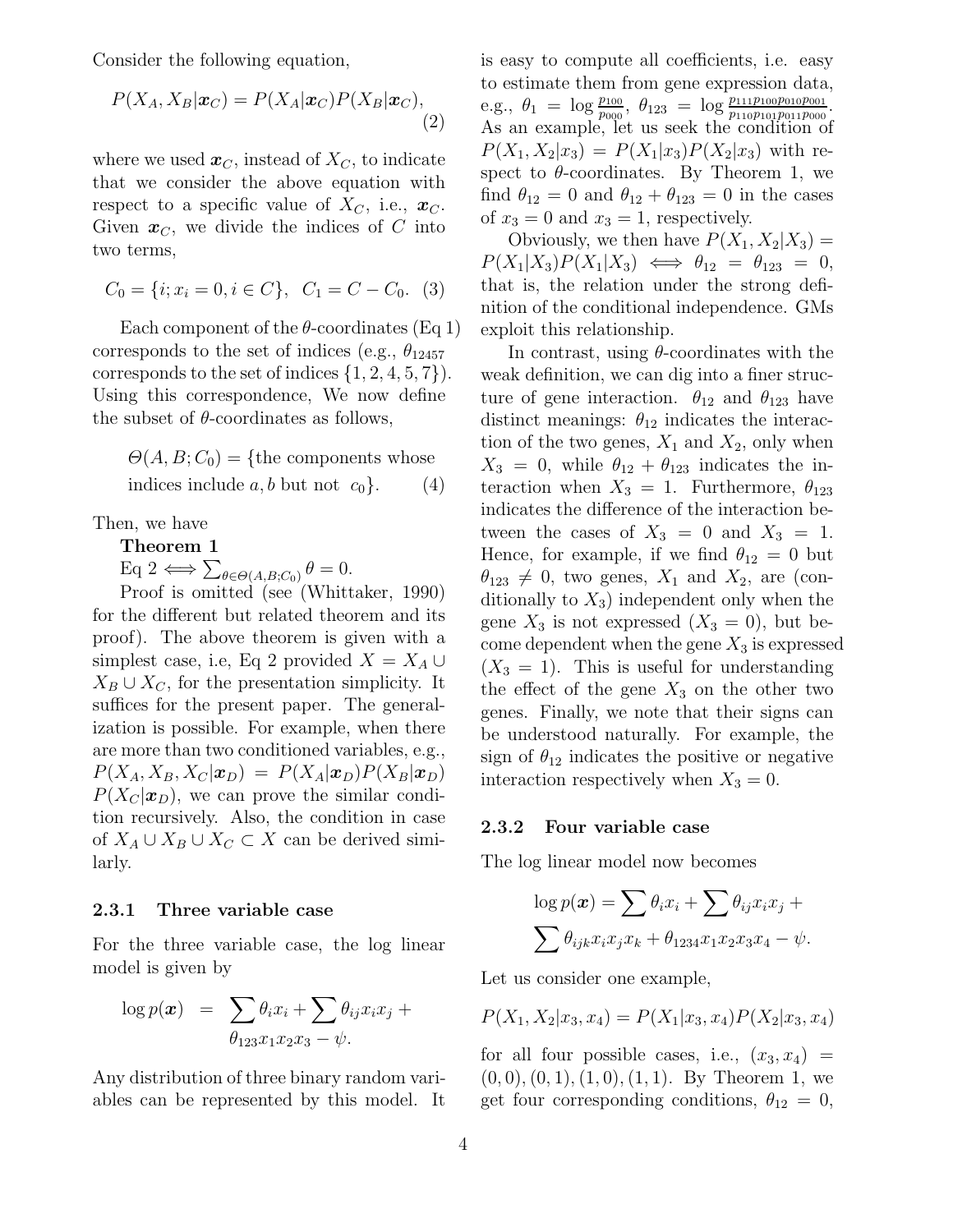Consider the following equation,

$$P(X_A, X_B|\boldsymbol{x}_C) = P(X_A|\boldsymbol{x}_C)P(X_B|\boldsymbol{x}_C), \quad (2)$$

where we used $\boldsymbol{x}_C$, instead of $X_C$, to indicate that we consider the above equation with respect to a specific value of $X_C$, i.e., $\boldsymbol{x}_C$. Given $\boldsymbol{x}_C$, we divide the indices of $C$ into two terms,

$$C_0 = \{i; x_i = 0, i \in C\}, \;\; C_1 = C - C_0. \quad (3)$$

Each component of the $\theta$-coordinates (Eq 1) corresponds to the set of indices (e.g., $\theta_{12457}$ corresponds to the set of indices $\{1, 2, 4, 5, 7\}$). Using this correspondence, We now define the subset of $\theta$-coordinates as follows,

$$\Theta(A, B; C_0) = \{\text{the components whose indices include } a, b \text{ but not } c_0\}. \quad (4)$$

Then, we have

**Theorem 1**

Eq 2 $\Longleftrightarrow \sum_{\theta \in \Theta(A,B;C_0)} \theta = 0$.

Proof is omitted (see (Whittaker, 1990) for the different but related theorem and its proof). The above theorem is given with a simplest case, i.e, Eq 2 provided $X = X_A \cup X_B \cup X_C$, for the presentation simplicity. It suffices for the present paper. The generalization is possible. For example, when there are more than two conditioned variables, e.g., $P(X_A, X_B, X_C|\boldsymbol{x}_D) = P(X_A|\boldsymbol{x}_D)P(X_B|\boldsymbol{x}_D) P(X_C|\boldsymbol{x}_D)$, we can prove the similar condition recursively. Also, the condition in case of $X_A \cup X_B \cup X_C \subset X$ can be derived similarly.

### 2.3.1 Three variable case

For the three variable case, the log linear model is given by

$$\log p(\boldsymbol{x}) = \sum \theta_i x_i + \sum \theta_{ij} x_i x_j + \theta_{123} x_1 x_2 x_3 - \psi.$$

Any distribution of three binary random variables can be represented by this model. It is easy to compute all coefficients, i.e. easy to estimate them from gene expression data, e.g., $\theta_1 = \log \frac{p_{100}}{p_{000}}$, $\theta_{123} = \log \frac{p_{111}p_{100}p_{010}p_{001}}{p_{110}p_{101}p_{011}p_{000}}$. As an example, let us seek the condition of $P(X_1, X_2|x_3) = P(X_1|x_3)P(X_2|x_3)$ with respect to $\theta$-coordinates. By Theorem 1, we find $\theta_{12} = 0$ and $\theta_{12} + \theta_{123} = 0$ in the cases of $x_3 = 0$ and $x_3 = 1$, respectively.

Obviously, we then have $P(X_1, X_2|X_3) = P(X_1|X_3)P(X_1|X_3) \iff \theta_{12} = \theta_{123} = 0$, that is, the relation under the strong definition of the conditional independence. GMs exploit this relationship.

In contrast, using $\theta$-coordinates with the weak definition, we can dig into a finer structure of gene interaction. $\theta_{12}$ and $\theta_{123}$ have distinct meanings: $\theta_{12}$ indicates the interaction of the two genes, $X_1$ and $X_2$, only when $X_3 = 0$, while $\theta_{12} + \theta_{123}$ indicates the interaction when $X_3 = 1$. Furthermore, $\theta_{123}$ indicates the difference of the interaction between the cases of $X_3 = 0$ and $X_3 = 1$. Hence, for example, if we find $\theta_{12} = 0$ but $\theta_{123} \neq 0$, two genes, $X_1$ and $X_2$, are (conditionally to $X_3$) independent only when the gene $X_3$ is not expressed ($X_3 = 0$), but become dependent when the gene $X_3$ is expressed ($X_3 = 1$). This is useful for understanding the effect of the gene $X_3$ on the other two genes. Finally, we note that their signs can be understood naturally. For example, the sign of $\theta_{12}$ indicates the positive or negative interaction respectively when $X_3 = 0$.

### 2.3.2 Four variable case

The log linear model now becomes

$$\log p(\boldsymbol{x}) = \sum \theta_i x_i + \sum \theta_{ij} x_i x_j + \sum \theta_{ijk} x_i x_j x_k + \theta_{1234} x_1 x_2 x_3 x_4 - \psi.$$

Let us consider one example,

$$P(X_1, X_2|x_3, x_4) = P(X_1|x_3, x_4)P(X_2|x_3, x_4)$$

for all four possible cases, i.e., $(x_3, x_4) = (0, 0), (0, 1), (1, 0), (1, 1)$. By Theorem 1, we get four corresponding conditions, $\theta_{12} = 0$,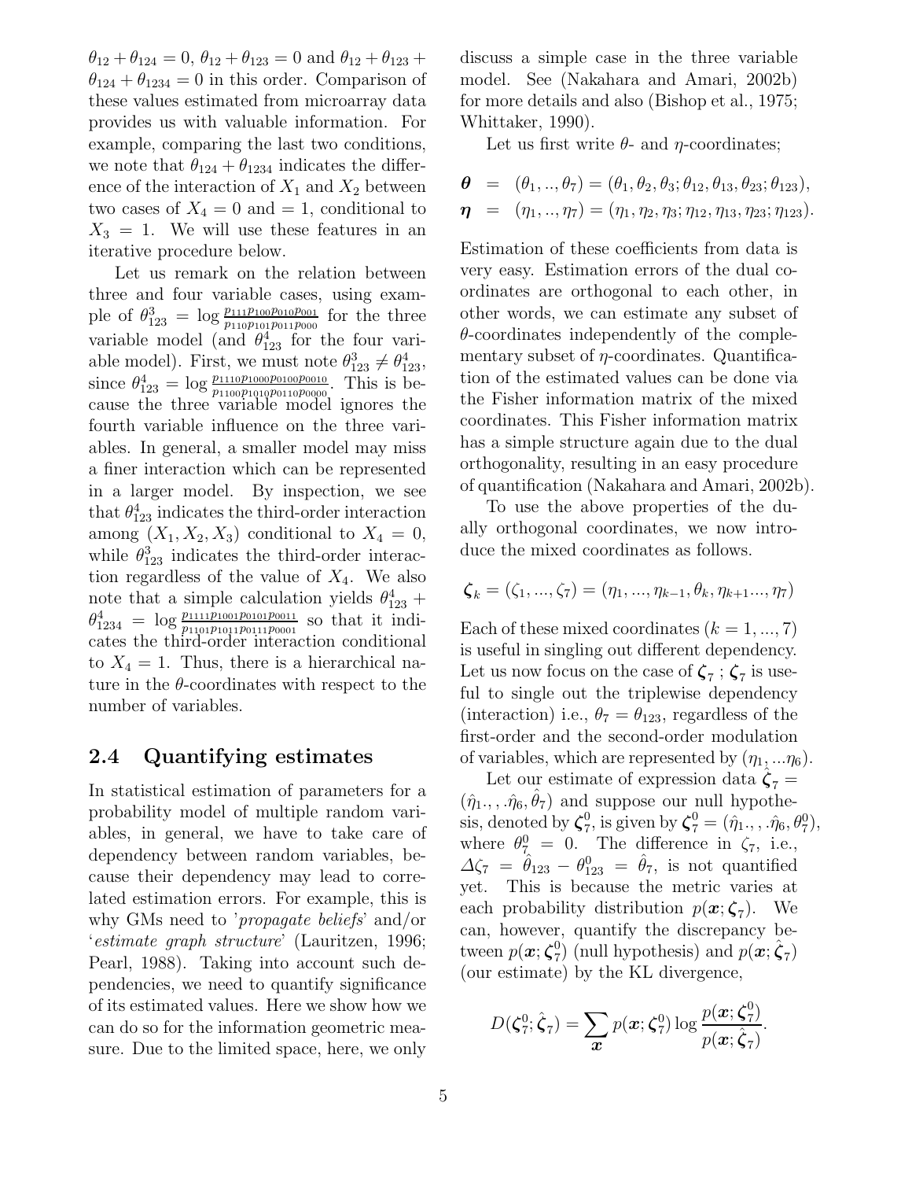$\theta_{12}+\theta_{124}=0$, $\theta_{12}+\theta_{123}=0$ and $\theta_{12}+\theta_{123}+\theta_{124}+\theta_{1234}=0$ in this order. Comparison of these values estimated from microarray data provides us with valuable information. For example, comparing the last two conditions, we note that $\theta_{124}+\theta_{1234}$ indicates the difference of the interaction of $X_1$ and $X_2$ between two cases of $X_4=0$ and $=1$, conditional to $X_3=1$. We will use these features in an iterative procedure below.

Let us remark on the relation between three and four variable cases, using example of $\theta^3_{123}=\log\frac{p_{111}p_{100}p_{010}p_{001}}{p_{110}p_{101}p_{011}p_{000}}$ for the three variable model (and $\theta^4_{123}$ for the four variable model). First, we must note $\theta^3_{123}\neq\theta^4_{123}$, since $\theta^4_{123}=\log\frac{p_{1110}p_{1000}p_{0100}p_{0010}}{p_{1100}p_{1010}p_{0110}p_{0000}}$. This is because the three variable model ignores the fourth variable influence on the three variables. In general, a smaller model may miss a finer interaction which can be represented in a larger model. By inspection, we see that $\theta^4_{123}$ indicates the third-order interaction among $(X_1,X_2,X_3)$ conditional to $X_4=0$, while $\theta^3_{123}$ indicates the third-order interaction regardless of the value of $X_4$. We also note that a simple calculation yields $\theta^4_{123}+\theta^4_{1234}=\log\frac{p_{1111}p_{1001}p_{0101}p_{0011}}{p_{1101}p_{1011}p_{0111}p_{0001}}$ so that it indicates the third-order interaction conditional to $X_4=1$. Thus, there is a hierarchical nature in the $\theta$-coordinates with respect to the number of variables.

## 2.4 Quantifying estimates

In statistical estimation of parameters for a probability model of multiple random variables, in general, we have to take care of dependency between random variables, because their dependency may lead to correlated estimation errors. For example, this is why GMs need to '*propagate beliefs*' and/or '*estimate graph structure*' (Lauritzen, 1996; Pearl, 1988). Taking into account such dependencies, we need to quantify significance of its estimated values. Here we show how we can do so for the information geometric measure. Due to the limited space, here, we only discuss a simple case in the three variable model. See (Nakahara and Amari, 2002b) for more details and also (Bishop et al., 1975; Whittaker, 1990).

Let us first write $\theta$- and $\eta$-coordinates;

$$\begin{aligned}\boldsymbol{\theta} &= (\theta_1,..,\theta_7)=(\theta_1,\theta_2,\theta_3;\theta_{12},\theta_{13},\theta_{23};\theta_{123}),\\ \boldsymbol{\eta} &= (\eta_1,..,\eta_7)=(\eta_1,\eta_2,\eta_3;\eta_{12},\eta_{13},\eta_{23};\eta_{123}).\end{aligned}$$

Estimation of these coefficients from data is very easy. Estimation errors of the dual coordinates are orthogonal to each other, in other words, we can estimate any subset of $\theta$-coordinates independently of the complementary subset of $\eta$-coordinates. Quantification of the estimated values can be done via the Fisher information matrix of the mixed coordinates. This Fisher information matrix has a simple structure again due to the dual orthogonality, resulting in an easy procedure of quantification (Nakahara and Amari, 2002b).

To use the above properties of the dually orthogonal coordinates, we now introduce the mixed coordinates as follows.

$$\boldsymbol{\zeta}_k=(\zeta_1,...,\zeta_7)=(\eta_1,...,\eta_{k-1},\theta_k,\eta_{k+1}...,\eta_7)$$

Each of these mixed coordinates $(k=1,...,7)$ is useful in singling out different dependency. Let us now focus on the case of $\boldsymbol{\zeta}_7$ ; $\boldsymbol{\zeta}_7$ is useful to single out the triplewise dependency (interaction) i.e., $\theta_7=\theta_{123}$, regardless of the first-order and the second-order modulation of variables, which are represented by $(\eta_1,...\eta_6)$.

Let our estimate of expression data $\hat{\boldsymbol{\zeta}}_7=(\hat{\eta}_1.,,.\hat{\eta}_6,\hat{\theta}_7)$ and suppose our null hypothesis, denoted by $\boldsymbol{\zeta}^0_7$, is given by $\boldsymbol{\zeta}^0_7=(\hat{\eta}_1.,,.\hat{\eta}_6,\theta^0_7)$, where $\theta^0_7=0$. The difference in $\zeta_7$, i.e., $\Delta\zeta_7=\hat{\theta}_{123}-\theta^0_{123}=\hat{\theta}_7$, is not quantified yet. This is because the metric varies at each probability distribution $p(\boldsymbol{x};\boldsymbol{\zeta}_7)$. We can, however, quantify the discrepancy between $p(\boldsymbol{x};\boldsymbol{\zeta}^0_7)$ (null hypothesis) and $p(\boldsymbol{x};\hat{\boldsymbol{\zeta}}_7)$ (our estimate) by the KL divergence,

$$D(\boldsymbol{\zeta}^0_7;\hat{\boldsymbol{\zeta}}_7)=\sum_{\boldsymbol{x}}p(\boldsymbol{x};\boldsymbol{\zeta}^0_7)\log\frac{p(\boldsymbol{x};\boldsymbol{\zeta}^0_7)}{p(\boldsymbol{x};\hat{\boldsymbol{\zeta}}_7)}.$$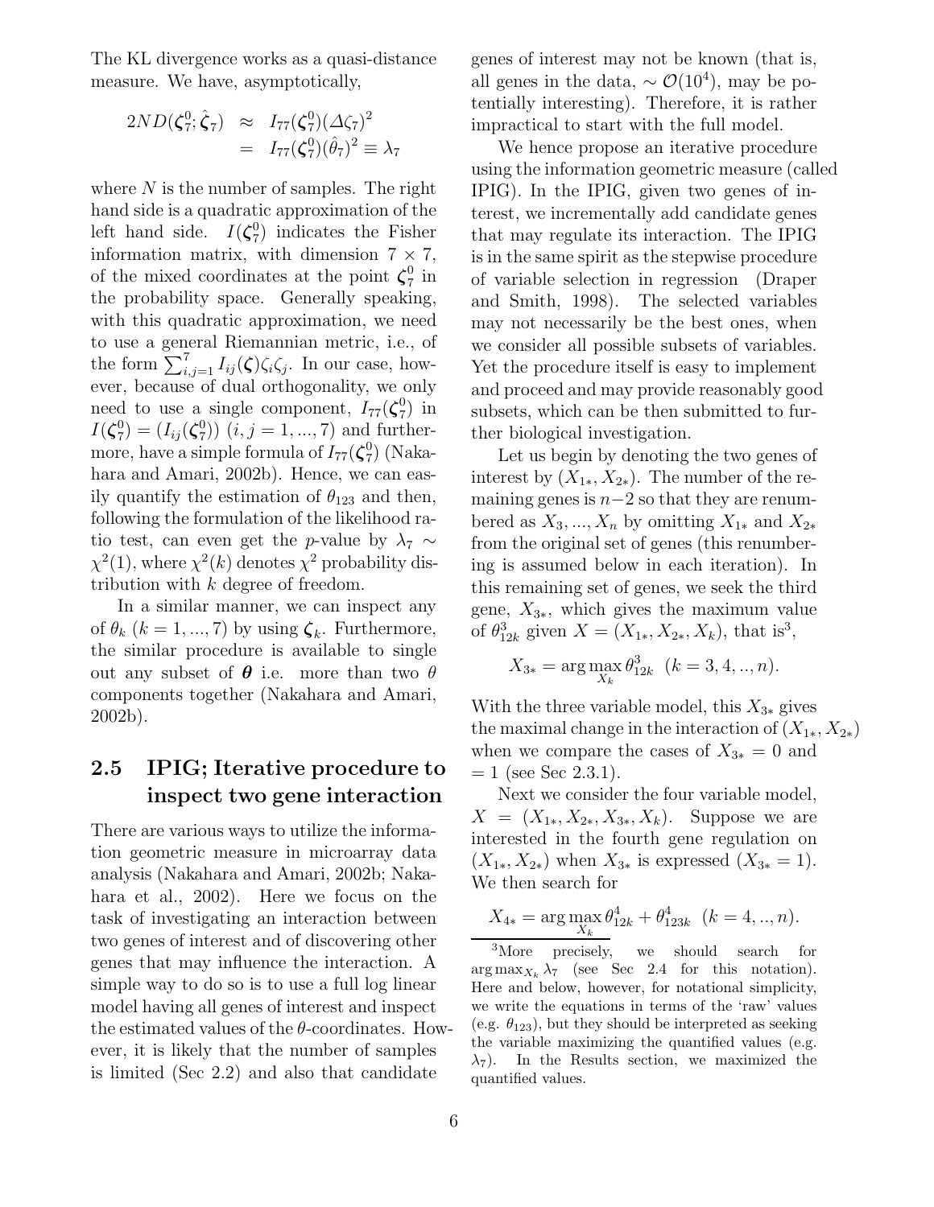The KL divergence works as a quasi-distance measure. We have, asymptotically,

$$
\begin{aligned}
2ND(\boldsymbol{\zeta}_7^0; \hat{\boldsymbol{\zeta}}_7) &\approx I_{77}(\boldsymbol{\zeta}_7^0)(\Delta\zeta_7)^2 \\
&= I_{77}(\boldsymbol{\zeta}_7^0)(\hat{\theta}_7)^2 \equiv \lambda_7
\end{aligned}
$$

where $N$ is the number of samples. The right hand side is a quadratic approximation of the left hand side. $I(\boldsymbol{\zeta}_7^0)$ indicates the Fisher information matrix, with dimension $7 \times 7$, of the mixed coordinates at the point $\boldsymbol{\zeta}_7^0$ in the probability space. Generally speaking, with this quadratic approximation, we need to use a general Riemannian metric, i.e., of the form $\sum_{i,j=1}^{7} I_{ij}(\boldsymbol{\zeta})\zeta_i\zeta_j$. In our case, however, because of dual orthogonality, we only need to use a single component, $I_{77}(\boldsymbol{\zeta}_7^0)$ in $I(\boldsymbol{\zeta}_7^0) = (I_{ij}(\boldsymbol{\zeta}_7^0))$ $(i, j = 1, ..., 7)$ and furthermore, have a simple formula of $I_{77}(\boldsymbol{\zeta}_7^0)$ (Nakahara and Amari, 2002b). Hence, we can easily quantify the estimation of $\theta_{123}$ and then, following the formulation of the likelihood ratio test, can even get the $p$-value by $\lambda_7 \sim \chi^2(1)$, where $\chi^2(k)$ denotes $\chi^2$ probability distribution with $k$ degree of freedom.

In a similar manner, we can inspect any of $\theta_k$ $(k = 1, ..., 7)$ by using $\boldsymbol{\zeta}_k$. Furthermore, the similar procedure is available to single out any subset of $\boldsymbol{\theta}$ i.e. more than two $\theta$ components together (Nakahara and Amari, 2002b).

## 2.5 IPIG; Iterative procedure to inspect two gene interaction

There are various ways to utilize the information geometric measure in microarray data analysis (Nakahara and Amari, 2002b; Nakahara et al., 2002). Here we focus on the task of investigating an interaction between two genes of interest and of discovering other genes that may influence the interaction. A simple way to do so is to use a full log linear model having all genes of interest and inspect the estimated values of the $\theta$-coordinates. However, it is likely that the number of samples is limited (Sec 2.2) and also that candidate genes of interest may not be known (that is, all genes in the data, $\sim \mathcal{O}(10^4)$, may be potentially interesting). Therefore, it is rather impractical to start with the full model.

We hence propose an iterative procedure using the information geometric measure (called IPIG). In the IPIG, given two genes of interest, we incrementally add candidate genes that may regulate its interaction. The IPIG is in the same spirit as the stepwise procedure of variable selection in regression (Draper and Smith, 1998). The selected variables may not necessarily be the best ones, when we consider all possible subsets of variables. Yet the procedure itself is easy to implement and proceed and may provide reasonably good subsets, which can be then submitted to further biological investigation.

Let us begin by denoting the two genes of interest by $(X_{1*}, X_{2*})$. The number of the remaining genes is $n-2$ so that they are renumbered as $X_3, ..., X_n$ by omitting $X_{1*}$ and $X_{2*}$ from the original set of genes (this renumbering is assumed below in each iteration). In this remaining set of genes, we seek the third gene, $X_{3*}$, which gives the maximum value of $\theta_{12k}^3$ given $X = (X_{1*}, X_{2*}, X_k)$, that is[3],

$$X_{3*} = \arg\max_{X_k} \theta_{12k}^3 \quad (k = 3, 4, .., n).$$

With the three variable model, this $X_{3*}$ gives the maximal change in the interaction of $(X_{1*}, X_{2*})$ when we compare the cases of $X_{3*} = 0$ and $= 1$ (see Sec 2.3.1).

Next we consider the four variable model, $X = (X_{1*}, X_{2*}, X_{3*}, X_k)$. Suppose we are interested in the fourth gene regulation on $(X_{1*}, X_{2*})$ when $X_{3*}$ is expressed ($X_{3*} = 1$). We then search for

$$X_{4*} = \arg\max_{X_k} \theta_{12k}^4 + \theta_{123k}^4 \quad (k = 4, .., n).$$

[3] More precisely, we should search for $\arg\max_{X_k} \lambda_7$ (see Sec 2.4 for this notation). Here and below, however, for notational simplicity, we write the equations in terms of the 'raw' values (e.g. $\theta_{123}$), but they should be interpreted as seeking the variable maximizing the quantified values (e.g. $\lambda_7$). In the Results section, we maximized the quantified values.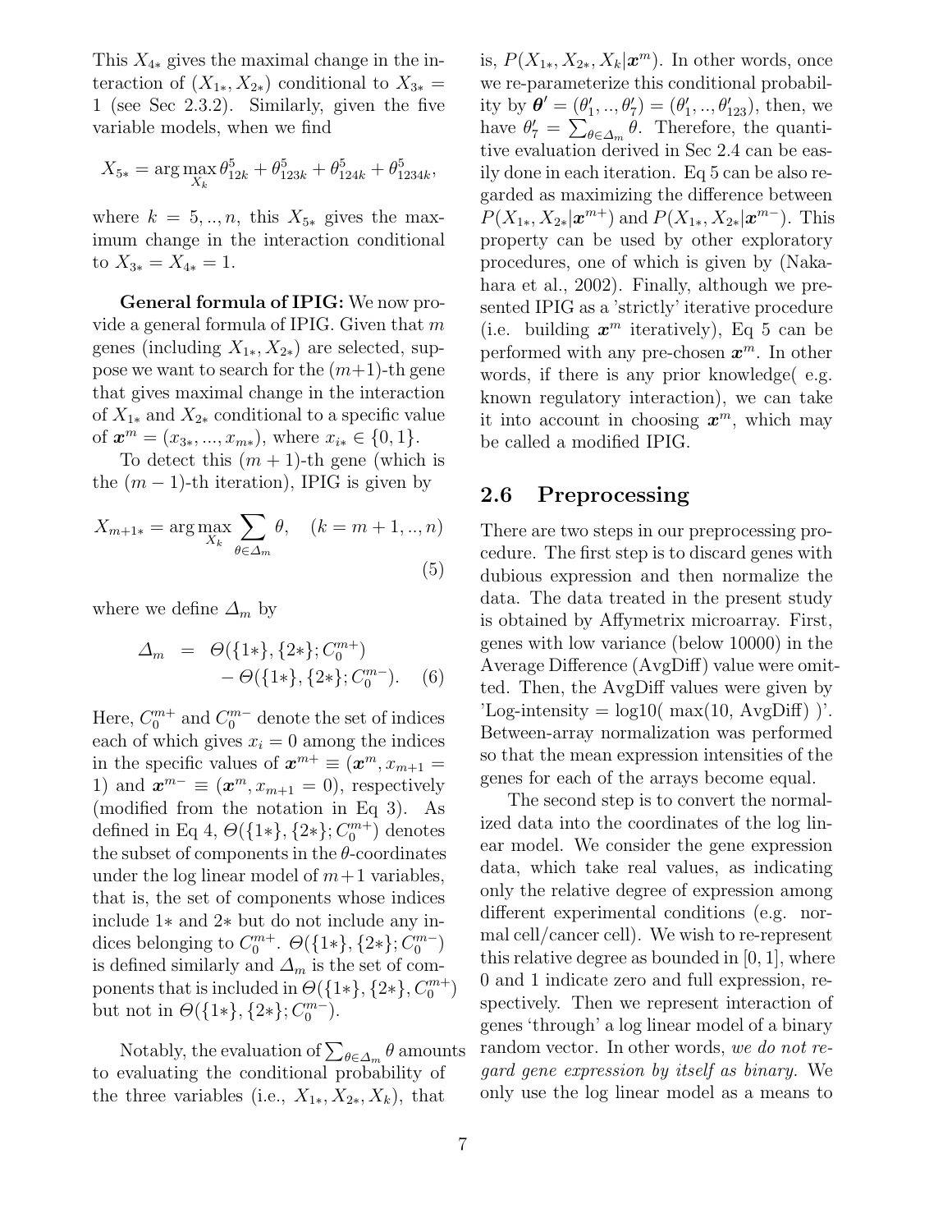This $X_{4*}$ gives the maximal change in the interaction of $(X_{1*}, X_{2*})$ conditional to $X_{3*} = 1$ (see Sec 2.3.2). Similarly, given the five variable models, when we find

$$X_{5*} = \arg\max_{X_k} \theta^5_{12k} + \theta^5_{123k} + \theta^5_{124k} + \theta^5_{1234k},$$

where $k = 5, .., n$, this $X_{5*}$ gives the maximum change in the interaction conditional to $X_{3*} = X_{4*} = 1$.

**General formula of IPIG:** We now provide a general formula of IPIG. Given that $m$ genes (including $X_{1*}, X_{2*}$) are selected, suppose we want to search for the $(m+1)$-th gene that gives maximal change in the interaction of $X_{1*}$ and $X_{2*}$ conditional to a specific value of $\boldsymbol{x}^m = (x_{3*}, ..., x_{m*})$, where $x_{i*} \in \{0, 1\}$.

To detect this $(m+1)$-th gene (which is the $(m-1)$-th iteration), IPIG is given by

$$X_{m+1*} = \arg\max_{X_k} \sum_{\theta \in \Delta_m} \theta, \quad (k = m+1, .., n) \tag{5}$$

where we define $\Delta_m$ by

$$\Delta_m = \Theta(\{1*\}, \{2*\}; C_0^{m+}) - \Theta(\{1*\}, \{2*\}; C_0^{m-}). \tag{6}$$

Here, $C_0^{m+}$ and $C_0^{m-}$ denote the set of indices each of which gives $x_i = 0$ among the indices in the specific values of $\boldsymbol{x}^{m+} \equiv (\boldsymbol{x}^m, x_{m+1} = 1)$ and $\boldsymbol{x}^{m-} \equiv (\boldsymbol{x}^m, x_{m+1} = 0)$, respectively (modified from the notation in Eq 3). As defined in Eq 4, $\Theta(\{1*\}, \{2*\}; C_0^{m+})$ denotes the subset of components in the $\theta$-coordinates under the log linear model of $m+1$ variables, that is, the set of components whose indices include $1*$ and $2*$ but do not include any indices belonging to $C_0^{m+}$. $\Theta(\{1*\}, \{2*\}; C_0^{m-})$ is defined similarly and $\Delta_m$ is the set of components that is included in $\Theta(\{1*\}, \{2*\}, C_0^{m+})$ but not in $\Theta(\{1*\}, \{2*\}; C_0^{m-})$.

Notably, the evaluation of $\sum_{\theta \in \Delta_m} \theta$ amounts to evaluating the conditional probability of the three variables (i.e., $X_{1*}, X_{2*}, X_k$), that is, $P(X_{1*}, X_{2*}, X_k | \boldsymbol{x}^m)$. In other words, once we re-parameterize this conditional probability by $\boldsymbol{\theta}' = (\theta'_1, .., \theta'_7) = (\theta'_1, .., \theta'_{123})$, then, we have $\theta'_7 = \sum_{\theta \in \Delta_m} \theta$. Therefore, the quantitive evaluation derived in Sec 2.4 can be easily done in each iteration. Eq 5 can be also regarded as maximizing the difference between $P(X_{1*}, X_{2*} | \boldsymbol{x}^{m+})$ and $P(X_{1*}, X_{2*} | \boldsymbol{x}^{m-})$. This property can be used by other exploratory procedures, one of which is given by (Nakahara et al., 2002). Finally, although we presented IPIG as a 'strictly' iterative procedure (i.e. building $\boldsymbol{x}^m$ iteratively), Eq 5 can be performed with any pre-chosen $\boldsymbol{x}^m$. In other words, if there is any prior knowledge( e.g. known regulatory interaction), we can take it into account in choosing $\boldsymbol{x}^m$, which may be called a modified IPIG.

## 2.6 Preprocessing

There are two steps in our preprocessing procedure. The first step is to discard genes with dubious expression and then normalize the data. The data treated in the present study is obtained by Affymetrix microarray. First, genes with low variance (below 10000) in the Average Difference (AvgDiff) value were omitted. Then, the AvgDiff values were given by 'Log-intensity = log10( max(10, AvgDiff) )'. Between-array normalization was performed so that the mean expression intensities of the genes for each of the arrays become equal.

The second step is to convert the normalized data into the coordinates of the log linear model. We consider the gene expression data, which take real values, as indicating only the relative degree of expression among different experimental conditions (e.g. normal cell/cancer cell). We wish to re-represent this relative degree as bounded in $[0, 1]$, where 0 and 1 indicate zero and full expression, respectively. Then we represent interaction of genes 'through' a log linear model of a binary random vector. In other words, *we do not regard gene expression by itself as binary.* We only use the log linear model as a means to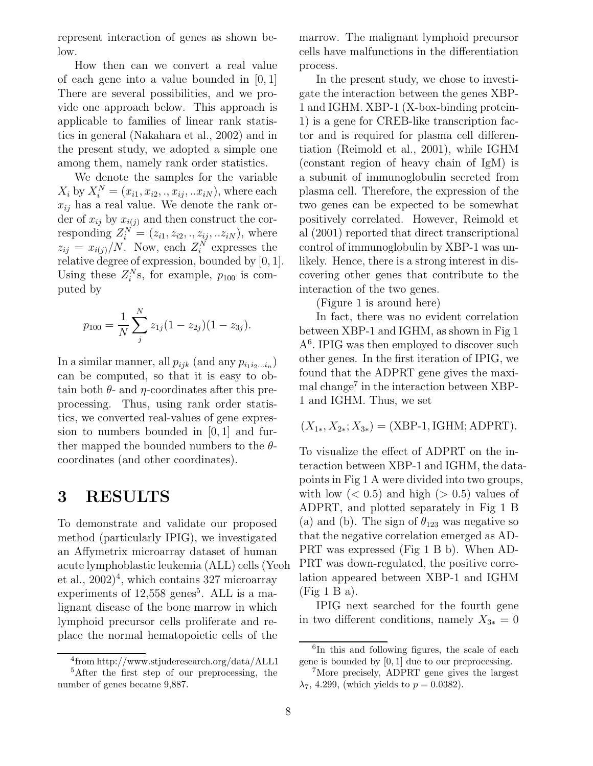represent interaction of genes as shown below.

How then can we convert a real value of each gene into a value bounded in $[0, 1]$ There are several possibilities, and we provide one approach below. This approach is applicable to families of linear rank statistics in general (Nakahara et al., 2002) and in the present study, we adopted a simple one among them, namely rank order statistics.

We denote the samples for the variable $X_i$ by $X_i^N = (x_{i1}, x_{i2}, ., x_{ij}, ..x_{iN})$, where each $x_{ij}$ has a real value. We denote the rank order of $x_{ij}$ by $x_{i(j)}$ and then construct the corresponding $Z_i^N = (z_{i1}, z_{i2}, ., z_{ij}, ..z_{iN})$, where $z_{ij} = x_{i(j)}/N$. Now, each $Z_i^N$ expresses the relative degree of expression, bounded by $[0, 1]$. Using these $Z_i^N$s, for example, $p_{100}$ is computed by

$$p_{100} = \frac{1}{N} \sum_{j}^{N} z_{1j}(1 - z_{2j})(1 - z_{3j}).$$

In a similar manner, all $p_{ijk}$ (and any $p_{i_1 i_2 \ldots i_n}$) can be computed, so that it is easy to obtain both $\theta$- and $\eta$-coordinates after this preprocessing. Thus, using rank order statistics, we converted real-values of gene expression to numbers bounded in $[0, 1]$ and further mapped the bounded numbers to the $\theta$-coordinates (and other coordinates).

# 3 RESULTS

To demonstrate and validate our proposed method (particularly IPIG), we investigated an Affymetrix microarray dataset of human acute lymphoblastic leukemia (ALL) cells (Yeoh et al., 2002)[4], which contains 327 microarray experiments of 12,558 genes[5]. ALL is a malignant disease of the bone marrow in which lymphoid precursor cells proliferate and replace the normal hematopoietic cells of the marrow. The malignant lymphoid precursor cells have malfunctions in the differentiation process.

In the present study, we chose to investigate the interaction between the genes XBP-1 and IGHM. XBP-1 (X-box-binding protein-1) is a gene for CREB-like transcription factor and is required for plasma cell differentiation (Reimold et al., 2001), while IGHM (constant region of heavy chain of IgM) is a subunit of immunoglobulin secreted from plasma cell. Therefore, the expression of the two genes can be expected to be somewhat positively correlated. However, Reimold et al (2001) reported that direct transcriptional control of immunoglobulin by XBP-1 was unlikely. Hence, there is a strong interest in discovering other genes that contribute to the interaction of the two genes.

(Figure 1 is around here)

In fact, there was no evident correlation between XBP-1 and IGHM, as shown in Fig 1 A[6]. IPIG was then employed to discover such other genes. In the first iteration of IPIG, we found that the ADPRT gene gives the maximal change[7] in the interaction between XBP-1 and IGHM. Thus, we set

$$(X_{1*}, X_{2*}; X_{3*}) = (\text{XBP-1}, \text{IGHM}; \text{ADPRT}).$$

To visualize the effect of ADPRT on the interaction between XBP-1 and IGHM, the datapoints in Fig 1 A were divided into two groups, with low ($< 0.5$) and high ($> 0.5$) values of ADPRT, and plotted separately in Fig 1 B (a) and (b). The sign of $\theta_{123}$ was negative so that the negative correlation emerged as ADPRT was expressed (Fig 1 B b). When ADPRT was down-regulated, the positive correlation appeared between XBP-1 and IGHM (Fig 1 B a).

IPIG next searched for the fourth gene in two different conditions, namely $X_{3*} = 0$

---

[4] from http://www.stjuderesearch.org/data/ALL1

[5] After the first step of our preprocessing, the number of genes became 9,887.

[6] In this and following figures, the scale of each gene is bounded by $[0, 1]$ due to our preprocessing.

[7] More precisely, ADPRT gene gives the largest $\lambda_7$, 4.299, (which yields to $p = 0.0382$).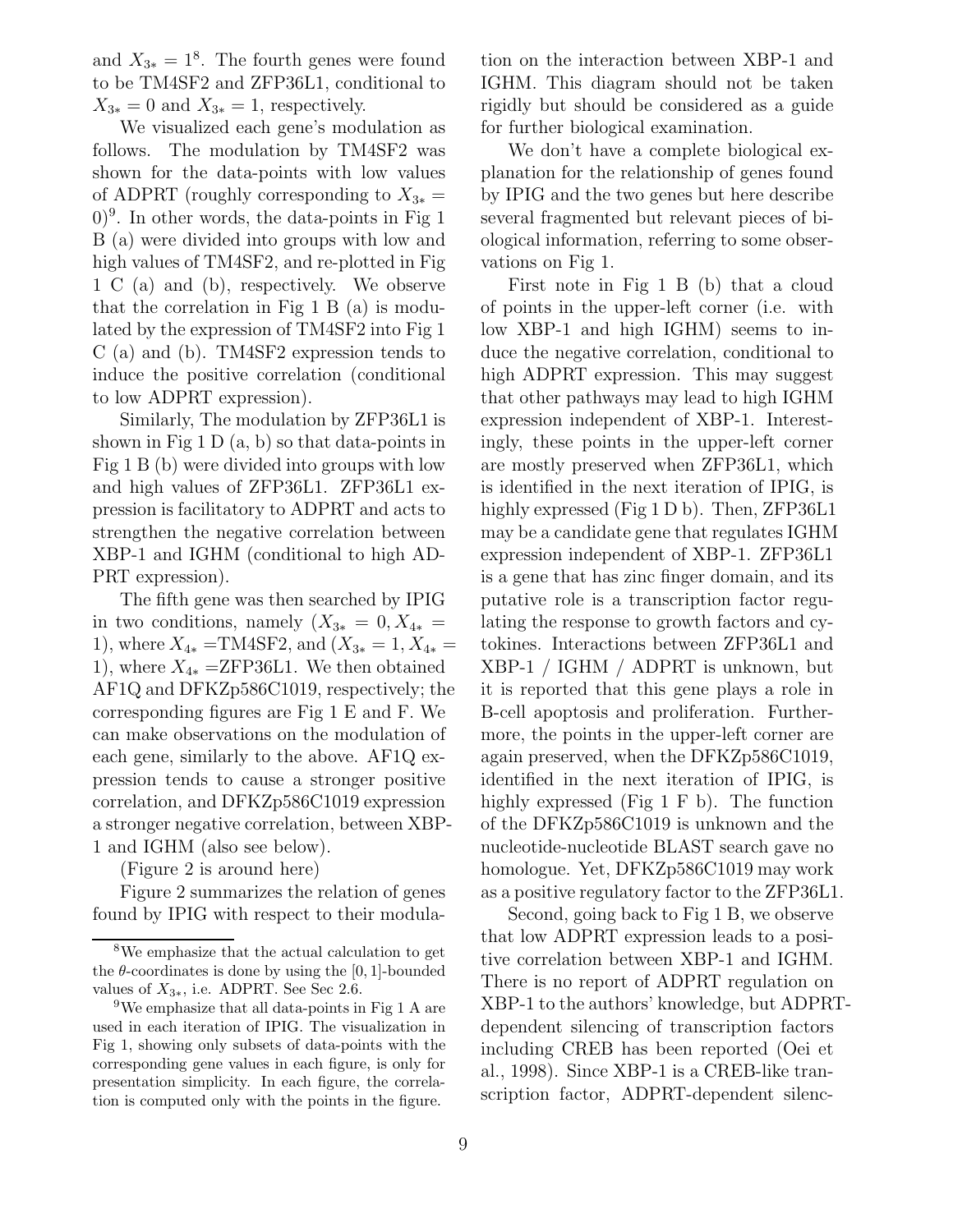and $X_{3*} = 1$[8]. The fourth genes were found to be TM4SF2 and ZFP36L1, conditional to $X_{3*} = 0$ and $X_{3*} = 1$, respectively.

We visualized each gene's modulation as follows. The modulation by TM4SF2 was shown for the data-points with low values of ADPRT (roughly corresponding to $X_{3*} = 0$)[9]. In other words, the data-points in Fig 1 B (a) were divided into groups with low and high values of TM4SF2, and re-plotted in Fig 1 C (a) and (b), respectively. We observe that the correlation in Fig 1 B (a) is modulated by the expression of TM4SF2 into Fig 1 C (a) and (b). TM4SF2 expression tends to induce the positive correlation (conditional to low ADPRT expression).

Similarly, The modulation by ZFP36L1 is shown in Fig 1 D (a, b) so that data-points in Fig 1 B (b) were divided into groups with low and high values of ZFP36L1. ZFP36L1 expression is facilitatory to ADPRT and acts to strengthen the negative correlation between XBP-1 and IGHM (conditional to high ADPRT expression).

The fifth gene was then searched by IPIG in two conditions, namely ($X_{3*} = 0, X_{4*} = 1$), where $X_{4*}$ =TM4SF2, and ($X_{3*} = 1, X_{4*} = 1$), where $X_{4*}$ =ZFP36L1. We then obtained AF1Q and DFKZp586C1019, respectively; the corresponding figures are Fig 1 E and F. We can make observations on the modulation of each gene, similarly to the above. AF1Q expression tends to cause a stronger positive correlation, and DFKZp586C1019 expression a stronger negative correlation, between XBP-1 and IGHM (also see below).

(Figure 2 is around here)

Figure 2 summarizes the relation of genes found by IPIG with respect to their modulation on the interaction between XBP-1 and IGHM. This diagram should not be taken rigidly but should be considered as a guide for further biological examination.

We don't have a complete biological explanation for the relationship of genes found by IPIG and the two genes but here describe several fragmented but relevant pieces of biological information, referring to some observations on Fig 1.

First note in Fig 1 B (b) that a cloud of points in the upper-left corner (i.e. with low XBP-1 and high IGHM) seems to induce the negative correlation, conditional to high ADPRT expression. This may suggest that other pathways may lead to high IGHM expression independent of XBP-1. Interestingly, these points in the upper-left corner are mostly preserved when ZFP36L1, which is identified in the next iteration of IPIG, is highly expressed (Fig 1 D b). Then, ZFP36L1 may be a candidate gene that regulates IGHM expression independent of XBP-1. ZFP36L1 is a gene that has zinc finger domain, and its putative role is a transcription factor regulating the response to growth factors and cytokines. Interactions between ZFP36L1 and XBP-1 / IGHM / ADPRT is unknown, but it is reported that this gene plays a role in B-cell apoptosis and proliferation. Furthermore, the points in the upper-left corner are again preserved, when the DFKZp586C1019, identified in the next iteration of IPIG, is highly expressed (Fig 1 F b). The function of the DFKZp586C1019 is unknown and the nucleotide-nucleotide BLAST search gave no homologue. Yet, DFKZp586C1019 may work as a positive regulatory factor to the ZFP36L1.

Second, going back to Fig 1 B, we observe that low ADPRT expression leads to a positive correlation between XBP-1 and IGHM. There is no report of ADPRT regulation on XBP-1 to the authors' knowledge, but ADPRT-dependent silencing of transcription factors including CREB has been reported (Oei et al., 1998). Since XBP-1 is a CREB-like transcription factor, ADPRT-dependent silenc-

[8] We emphasize that the actual calculation to get the $\theta$-coordinates is done by using the $[0, 1]$-bounded values of $X_{3*}$, i.e. ADPRT. See Sec 2.6.

[9] We emphasize that all data-points in Fig 1 A are used in each iteration of IPIG. The visualization in Fig 1, showing only subsets of data-points with the corresponding gene values in each figure, is only for presentation simplicity. In each figure, the correlation is computed only with the points in the figure.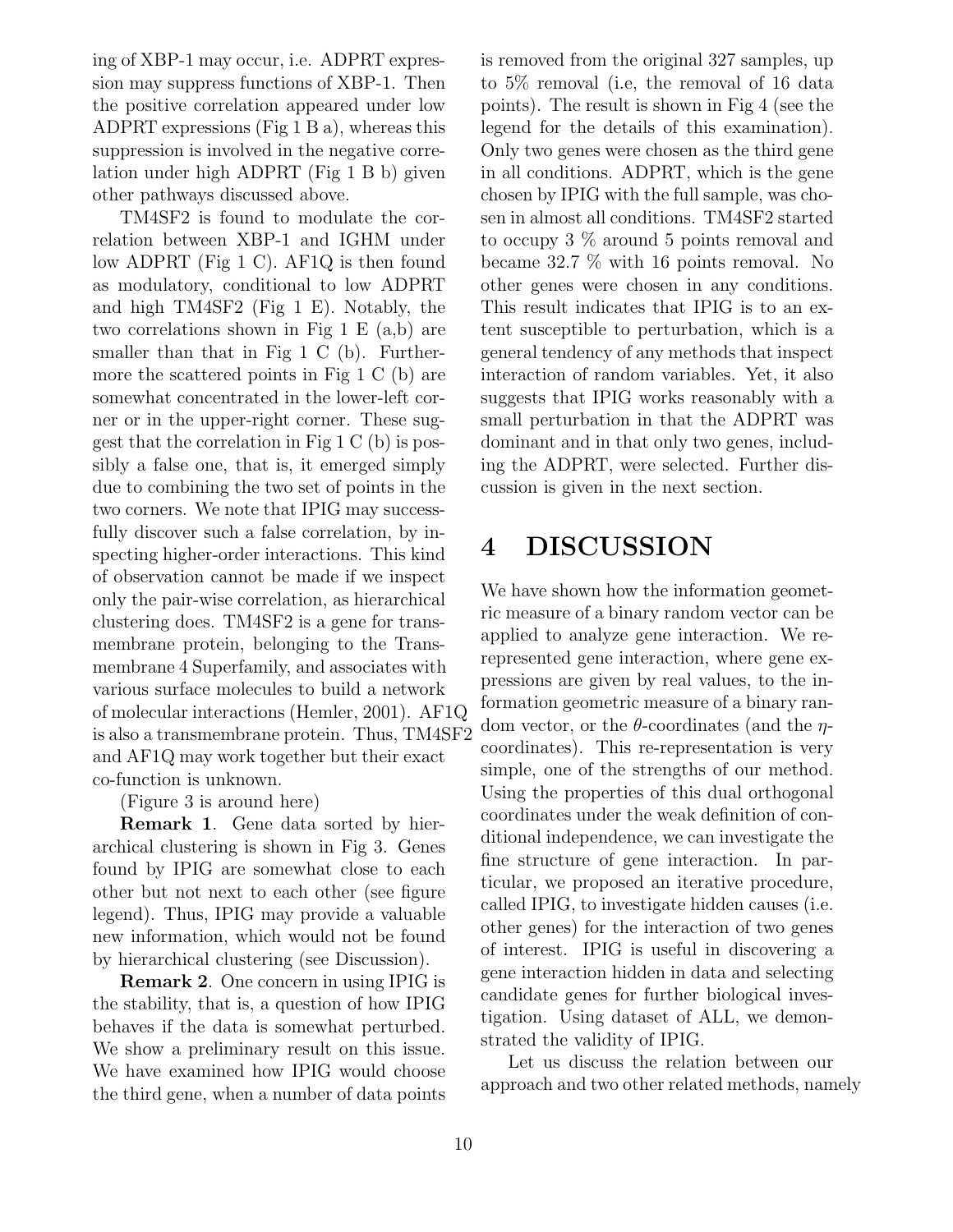ing of XBP-1 may occur, i.e. ADPRT expression may suppress functions of XBP-1. Then the positive correlation appeared under low ADPRT expressions (Fig 1 B a), whereas this suppression is involved in the negative correlation under high ADPRT (Fig 1 B b) given other pathways discussed above.

TM4SF2 is found to modulate the correlation between XBP-1 and IGHM under low ADPRT (Fig 1 C). AF1Q is then found as modulatory, conditional to low ADPRT and high TM4SF2 (Fig 1 E). Notably, the two correlations shown in Fig 1 E (a,b) are smaller than that in Fig 1 C (b). Furthermore the scattered points in Fig 1 C (b) are somewhat concentrated in the lower-left corner or in the upper-right corner. These suggest that the correlation in Fig 1 C (b) is possibly a false one, that is, it emerged simply due to combining the two set of points in the two corners. We note that IPIG may successfully discover such a false correlation, by inspecting higher-order interactions. This kind of observation cannot be made if we inspect only the pair-wise correlation, as hierarchical clustering does. TM4SF2 is a gene for transmembrane protein, belonging to the Transmembrane 4 Superfamily, and associates with various surface molecules to build a network of molecular interactions (Hemler, 2001). AF1Q is also a transmembrane protein. Thus, TM4SF2 and AF1Q may work together but their exact co-function is unknown.

(Figure 3 is around here)

**Remark 1**. Gene data sorted by hierarchical clustering is shown in Fig 3. Genes found by IPIG are somewhat close to each other but not next to each other (see figure legend). Thus, IPIG may provide a valuable new information, which would not be found by hierarchical clustering (see Discussion).

**Remark 2**. One concern in using IPIG is the stability, that is, a question of how IPIG behaves if the data is somewhat perturbed. We show a preliminary result on this issue. We have examined how IPIG would choose the third gene, when a number of data points is removed from the original 327 samples, up to 5% removal (i.e, the removal of 16 data points). The result is shown in Fig 4 (see the legend for the details of this examination). Only two genes were chosen as the third gene in all conditions. ADPRT, which is the gene chosen by IPIG with the full sample, was chosen in almost all conditions. TM4SF2 started to occupy 3 % around 5 points removal and became 32.7 % with 16 points removal. No other genes were chosen in any conditions. This result indicates that IPIG is to an extent susceptible to perturbation, which is a general tendency of any methods that inspect interaction of random variables. Yet, it also suggests that IPIG works reasonably with a small perturbation in that the ADPRT was dominant and in that only two genes, including the ADPRT, were selected. Further discussion is given in the next section.

# 4 DISCUSSION

We have shown how the information geometric measure of a binary random vector can be applied to analyze gene interaction. We re-represented gene interaction, where gene expressions are given by real values, to the information geometric measure of a binary random vector, or the $\theta$-coordinates (and the $\eta$-coordinates). This re-representation is very simple, one of the strengths of our method. Using the properties of this dual orthogonal coordinates under the weak definition of conditional independence, we can investigate the fine structure of gene interaction. In particular, we proposed an iterative procedure, called IPIG, to investigate hidden causes (i.e. other genes) for the interaction of two genes of interest. IPIG is useful in discovering a gene interaction hidden in data and selecting candidate genes for further biological investigation. Using dataset of ALL, we demonstrated the validity of IPIG.

Let us discuss the relation between our approach and two other related methods, namely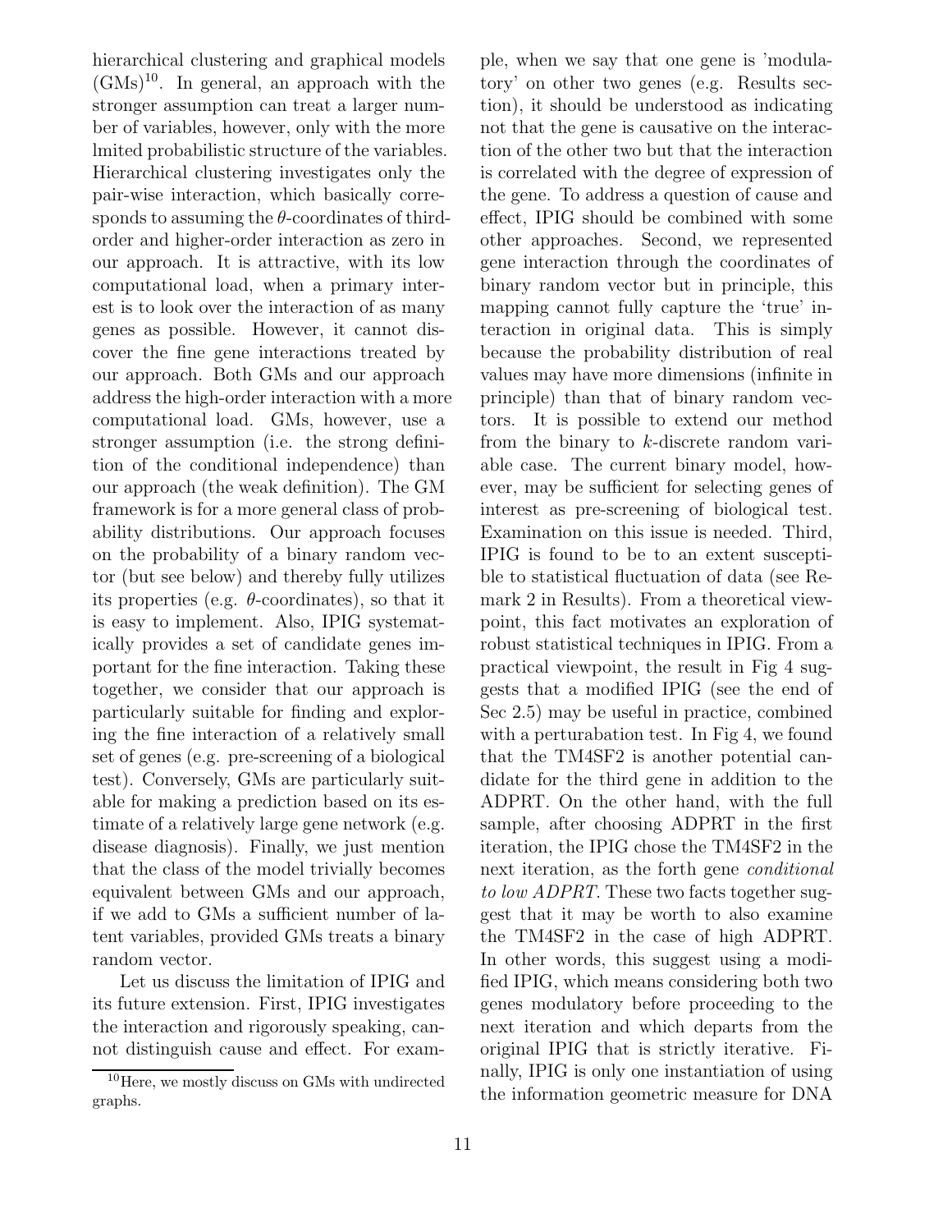hierarchical clustering and graphical models (GMs)[10]. In general, an approach with the stronger assumption can treat a larger number of variables, however, only with the more lmited probabilistic structure of the variables. Hierarchical clustering investigates only the pair-wise interaction, which basically corresponds to assuming the $\theta$-coordinates of third-order and higher-order interaction as zero in our approach. It is attractive, with its low computational load, when a primary interest is to look over the interaction of as many genes as possible. However, it cannot discover the fine gene interactions treated by our approach. Both GMs and our approach address the high-order interaction with a more computational load. GMs, however, use a stronger assumption (i.e. the strong definition of the conditional independence) than our approach (the weak definition). The GM framework is for a more general class of probability distributions. Our approach focuses on the probability of a binary random vector (but see below) and thereby fully utilizes its properties (e.g. $\theta$-coordinates), so that it is easy to implement. Also, IPIG systematically provides a set of candidate genes important for the fine interaction. Taking these together, we consider that our approach is particularly suitable for finding and exploring the fine interaction of a relatively small set of genes (e.g. pre-screening of a biological test). Conversely, GMs are particularly suitable for making a prediction based on its estimate of a relatively large gene network (e.g. disease diagnosis). Finally, we just mention that the class of the model trivially becomes equivalent between GMs and our approach, if we add to GMs a sufficient number of latent variables, provided GMs treats a binary random vector.

Let us discuss the limitation of IPIG and its future extension. First, IPIG investigates the interaction and rigorously speaking, cannot distinguish cause and effect. For example, when we say that one gene is 'modulatory' on other two genes (e.g. Results section), it should be understood as indicating not that the gene is causative on the interaction of the other two but that the interaction is correlated with the degree of expression of the gene. To address a question of cause and effect, IPIG should be combined with some other approaches. Second, we represented gene interaction through the coordinates of binary random vector but in principle, this mapping cannot fully capture the 'true' interaction in original data. This is simply because the probability distribution of real values may have more dimensions (infinite in principle) than that of binary random vectors. It is possible to extend our method from the binary to $k$-discrete random variable case. The current binary model, however, may be sufficient for selecting genes of interest as pre-screening of biological test. Examination on this issue is needed. Third, IPIG is found to be to an extent susceptible to statistical fluctuation of data (see Remark 2 in Results). From a theoretical viewpoint, this fact motivates an exploration of robust statistical techniques in IPIG. From a practical viewpoint, the result in Fig 4 suggests that a modified IPIG (see the end of Sec 2.5) may be useful in practice, combined with a perturabation test. In Fig 4, we found that the TM4SF2 is another potential candidate for the third gene in addition to the ADPRT. On the other hand, with the full sample, after choosing ADPRT in the first iteration, the IPIG chose the TM4SF2 in the next iteration, as the forth gene *conditional to low ADPRT*. These two facts together suggest that it may be worth to also examine the TM4SF2 in the case of high ADPRT. In other words, this suggest using a modified IPIG, which means considering both two genes modulatory before proceeding to the next iteration and which departs from the original IPIG that is strictly iterative. Finally, IPIG is only one instantiation of using the information geometric measure for DNA

[10] Here, we mostly discuss on GMs with undirected graphs.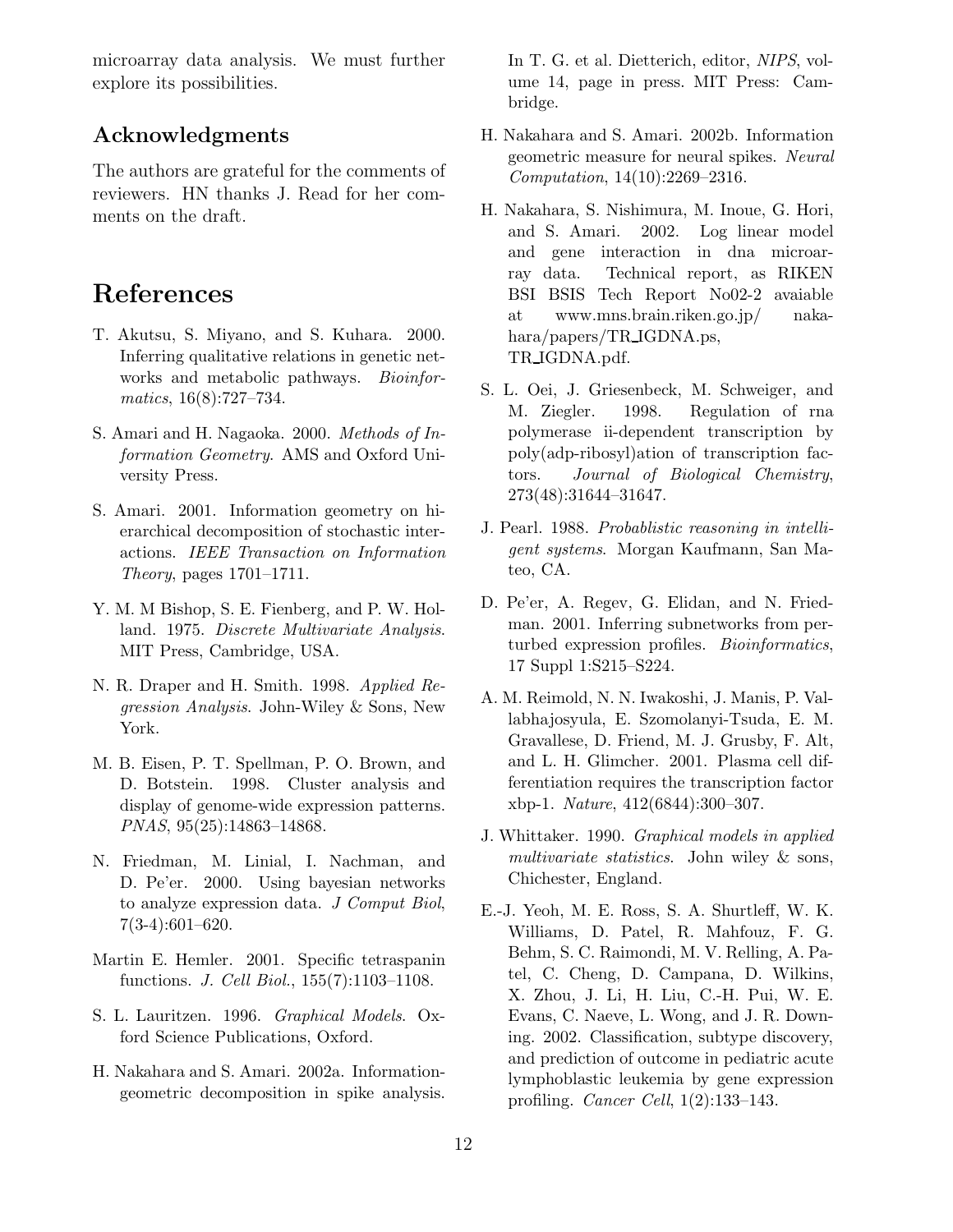microarray data analysis. We must further explore its possibilities.

## Acknowledgments

The authors are grateful for the comments of reviewers. HN thanks J. Read for her comments on the draft.

# References

T. Akutsu, S. Miyano, and S. Kuhara. 2000. Inferring qualitative relations in genetic networks and metabolic pathways. *Bioinformatics*, 16(8):727–734.

S. Amari and H. Nagaoka. 2000. *Methods of Information Geometry*. AMS and Oxford University Press.

S. Amari. 2001. Information geometry on hierarchical decomposition of stochastic interactions. *IEEE Transaction on Information Theory*, pages 1701–1711.

Y. M. M Bishop, S. E. Fienberg, and P. W. Holland. 1975. *Discrete Multivariate Analysis*. MIT Press, Cambridge, USA.

N. R. Draper and H. Smith. 1998. *Applied Regression Analysis*. John-Wiley & Sons, New York.

M. B. Eisen, P. T. Spellman, P. O. Brown, and D. Botstein. 1998. Cluster analysis and display of genome-wide expression patterns. *PNAS*, 95(25):14863–14868.

N. Friedman, M. Linial, I. Nachman, and D. Pe'er. 2000. Using bayesian networks to analyze expression data. *J Comput Biol*, 7(3-4):601–620.

Martin E. Hemler. 2001. Specific tetraspanin functions. *J. Cell Biol.*, 155(7):1103–1108.

S. L. Lauritzen. 1996. *Graphical Models*. Oxford Science Publications, Oxford.

H. Nakahara and S. Amari. 2002a. Information-geometric decomposition in spike analysis. In T. G. et al. Dietterich, editor, *NIPS*, volume 14, page in press. MIT Press: Cambridge.

H. Nakahara and S. Amari. 2002b. Information geometric measure for neural spikes. *Neural Computation*, 14(10):2269–2316.

H. Nakahara, S. Nishimura, M. Inoue, G. Hori, and S. Amari. 2002. Log linear model and gene interaction in dna microarray data. Technical report, as RIKEN BSI BSIS Tech Report No02-2 avaiable at www.mns.brain.riken.go.jp/ nakahara/papers/TR_IGDNA.ps, TR_IGDNA.pdf.

S. L. Oei, J. Griesenbeck, M. Schweiger, and M. Ziegler. 1998. Regulation of rna polymerase ii-dependent transcription by poly(adp-ribosyl)ation of transcription factors. *Journal of Biological Chemistry*, 273(48):31644–31647.

J. Pearl. 1988. *Probablistic reasoning in intelligent systems*. Morgan Kaufmann, San Mateo, CA.

D. Pe'er, A. Regev, G. Elidan, and N. Friedman. 2001. Inferring subnetworks from perturbed expression profiles. *Bioinformatics*, 17 Suppl 1:S215–S224.

A. M. Reimold, N. N. Iwakoshi, J. Manis, P. Vallabhajosyula, E. Szomolanyi-Tsuda, E. M. Gravallese, D. Friend, M. J. Grusby, F. Alt, and L. H. Glimcher. 2001. Plasma cell differentiation requires the transcription factor xbp-1. *Nature*, 412(6844):300–307.

J. Whittaker. 1990. *Graphical models in applied multivariate statistics*. John wiley & sons, Chichester, England.

E.-J. Yeoh, M. E. Ross, S. A. Shurtleff, W. K. Williams, D. Patel, R. Mahfouz, F. G. Behm, S. C. Raimondi, M. V. Relling, A. Patel, C. Cheng, D. Campana, D. Wilkins, X. Zhou, J. Li, H. Liu, C.-H. Pui, W. E. Evans, C. Naeve, L. Wong, and J. R. Downing. 2002. Classification, subtype discovery, and prediction of outcome in pediatric acute lymphoblastic leukemia by gene expression profiling. *Cancer Cell*, 1(2):133–143.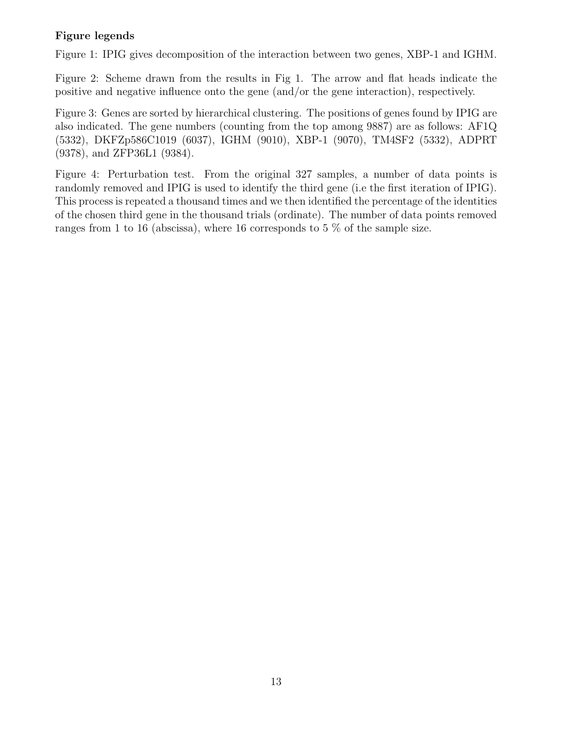**Figure legends**

Figure 1: IPIG gives decomposition of the interaction between two genes, XBP-1 and IGHM.

Figure 2: Scheme drawn from the results in Fig 1. The arrow and flat heads indicate the positive and negative influence onto the gene (and/or the gene interaction), respectively.

Figure 3: Genes are sorted by hierarchical clustering. The positions of genes found by IPIG are also indicated. The gene numbers (counting from the top among 9887) are as follows: AF1Q (5332), DKFZp586C1019 (6037), IGHM (9010), XBP-1 (9070), TM4SF2 (5332), ADPRT (9378), and ZFP36L1 (9384).

Figure 4: Perturbation test. From the original 327 samples, a number of data points is randomly removed and IPIG is used to identify the third gene (i.e the first iteration of IPIG). This process is repeated a thousand times and we then identified the percentage of the identities of the chosen third gene in the thousand trials (ordinate). The number of data points removed ranges from 1 to 16 (abscissa), where 16 corresponds to 5 % of the sample size.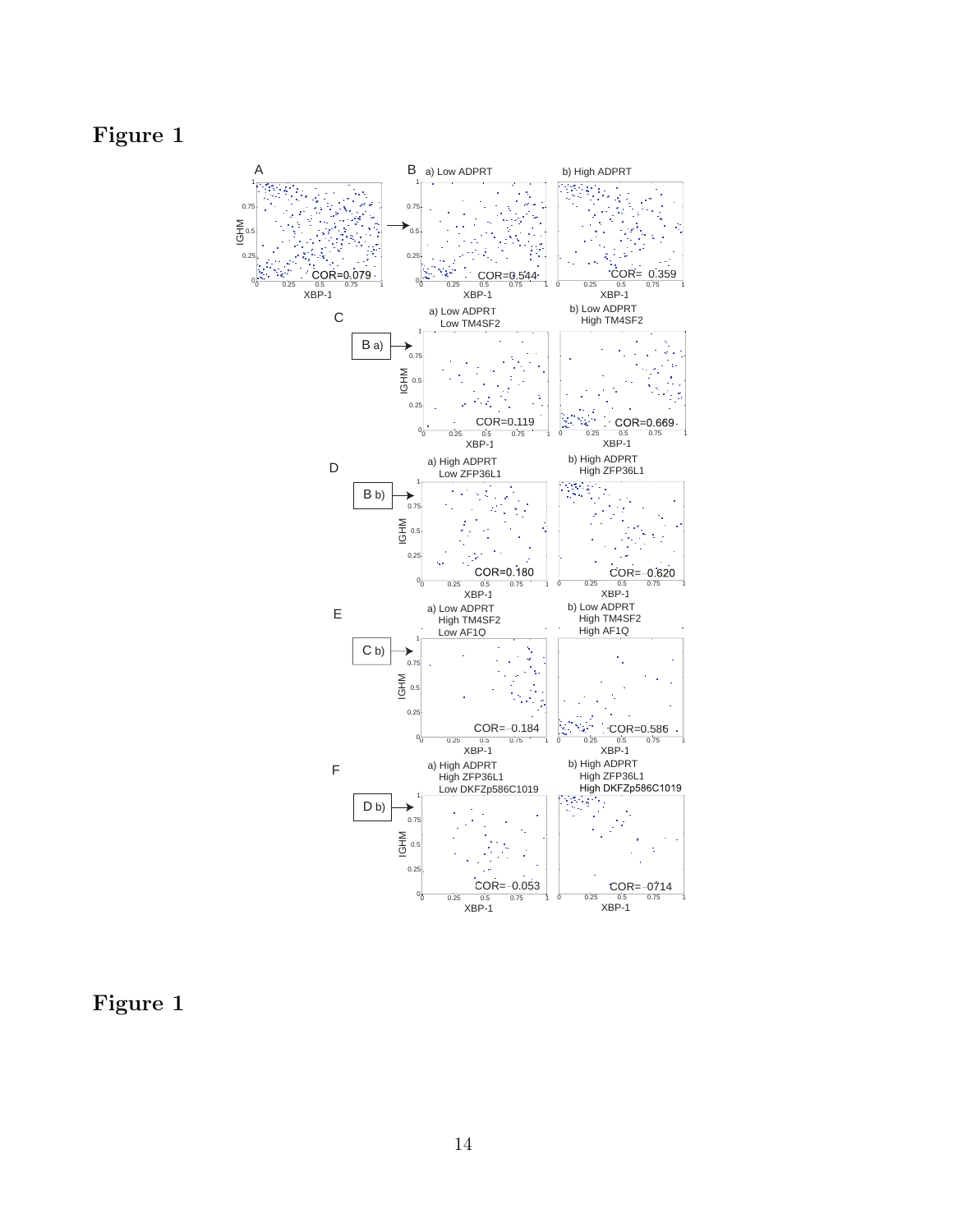# Figure 1

# Figure 1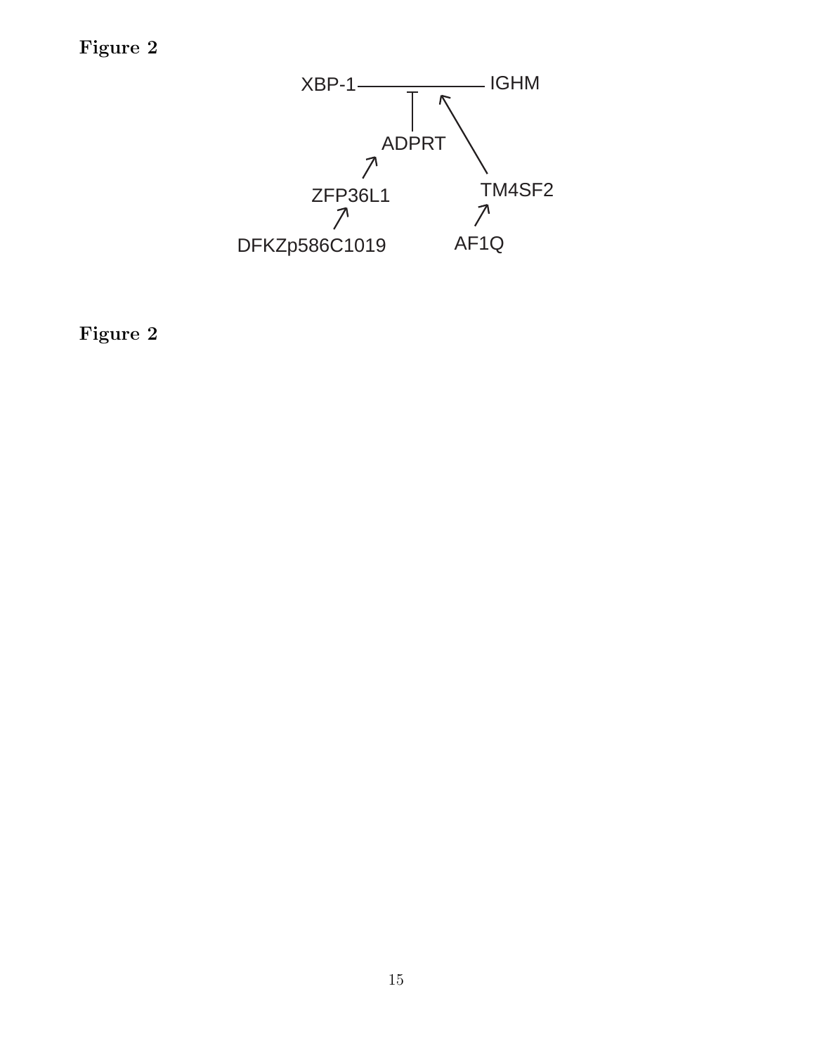**Figure 2**

XBP-1 — IGHM

ADPRT

ZFP36L1

TM4SF2

DFKZp586C1019

AF1Q

**Figure 2**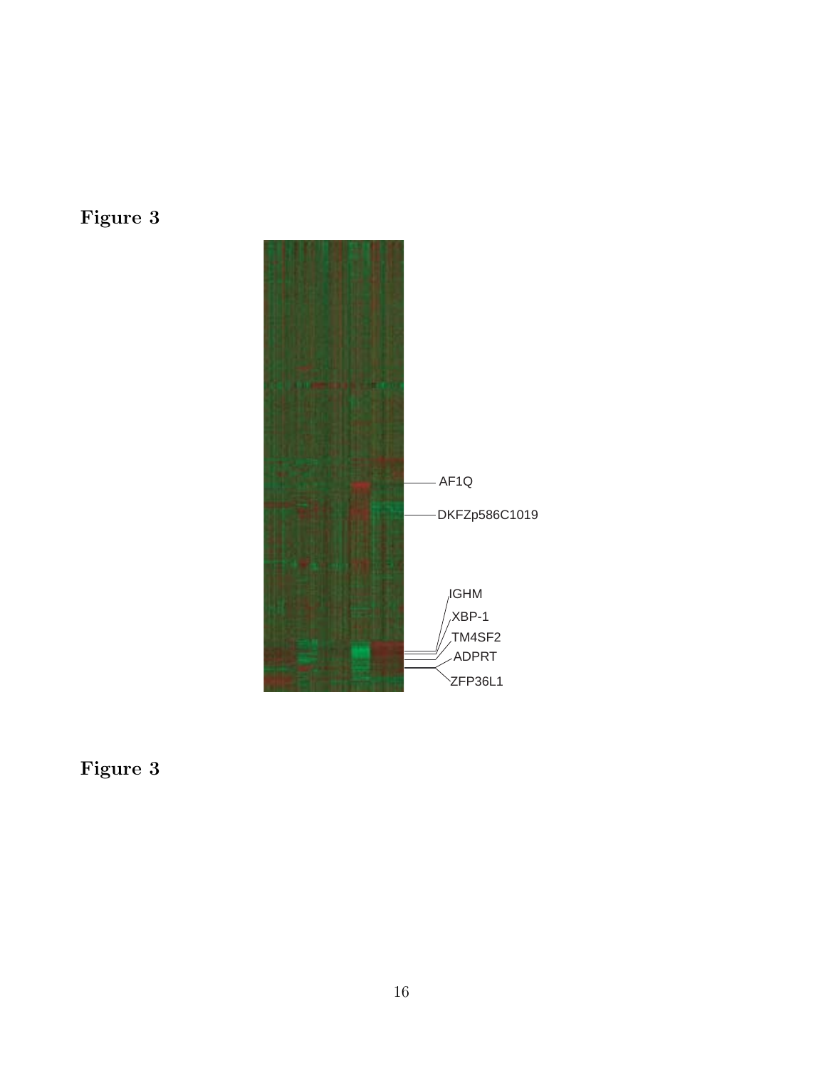**Figure 3**

AF1Q

DKFZp586C1019

IGHM

XBP-1

TM4SF2

ADPRT

ZFP36L1

**Figure 3**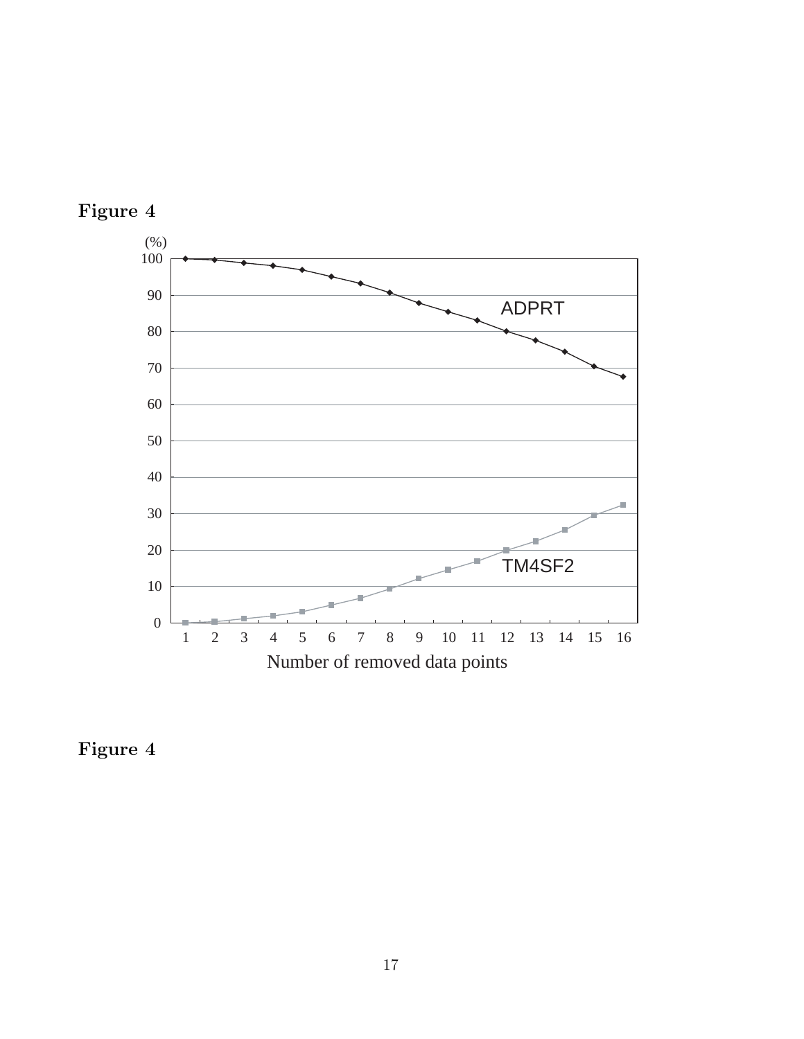**Figure 4**

(%)
100
90
80
70
60
50
40
30
20
10
0

ADPRT

TM4SF2

1 2 3 4 5 6 7 8 9 10 11 12 13 14 15 16

Number of removed data points

**Figure 4**